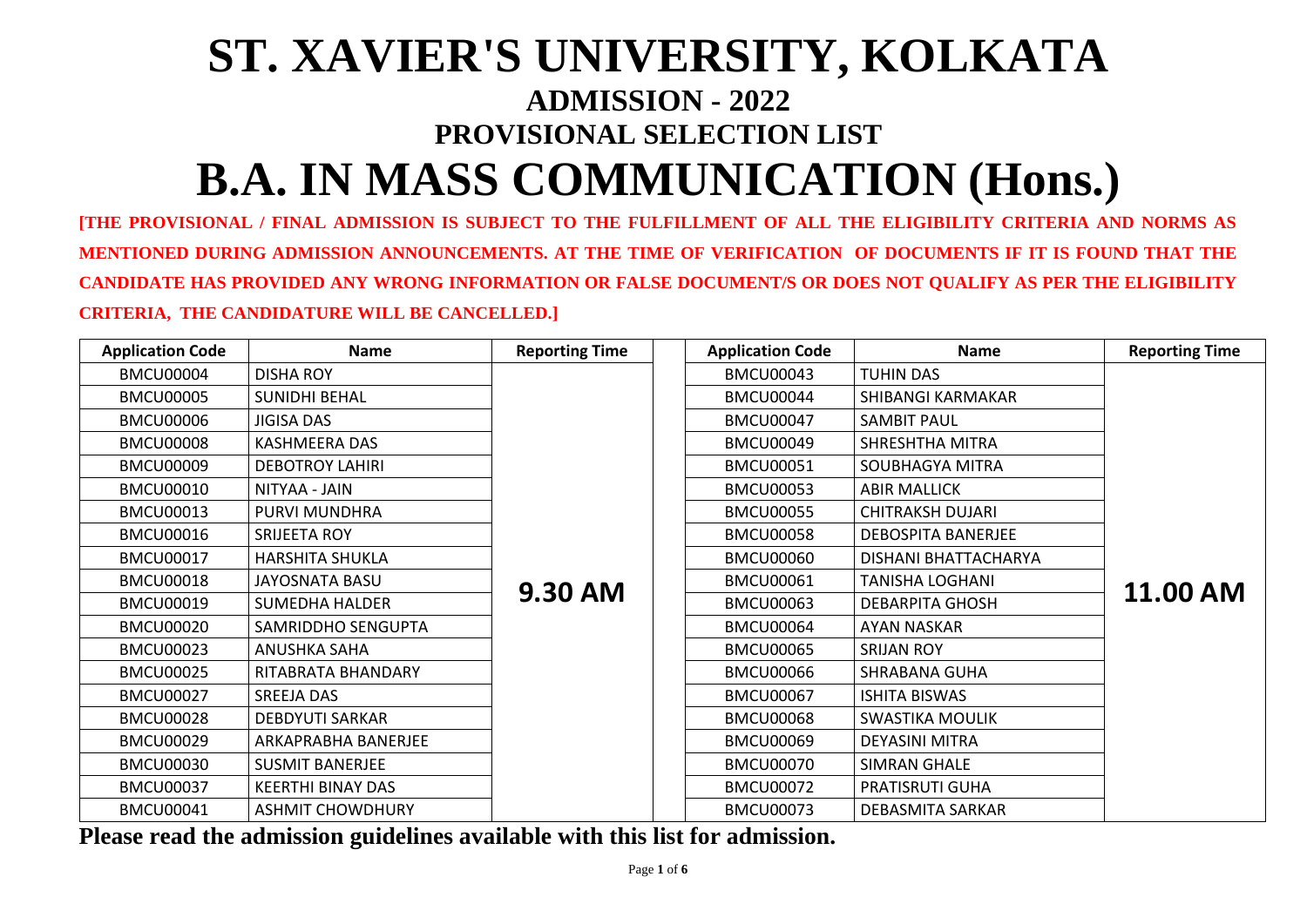# ST. XAVIER'S UNIVERSITY, KOLKATA

## ADMISSION - 2022

## PROVISIONAL SELECTION LIST

# B.A. IN MASS COMMUNICATION (Hons.)

**[THE PROVISIONAL / FINAL ADMISSION IS SUBJECT TO THE FULFILLMENT OF ALL THE ELIGIBILITY CRITERIA AND NORMS AS MENTIONED DURING ADMISSION ANNOUNCEMENTS. AT THE TIME OF VERIFICATION OF DOCUMENTS IF IT IS FOUND THAT THE CANDIDATE HAS PROVIDED ANY WRONG INFORMATION OR FALSE DOCUMENT/S OR DOES NOT QUALIFY AS PER THE ELIGIBILITY CRITERIA, THE CANDIDATURE WILL BE CANCELLED.]**

| Application Code | Name | Reporting Time |
|---|---|---|
| BMCU00004 | DISHA ROY | 9.30 AM |
| BMCU00005 | SUNIDHI BEHAL | |
| BMCU00006 | JIGISA DAS | |
| BMCU00008 | KASHMEERA DAS | |
| BMCU00009 | DEBOTROY LAHIRI | |
| BMCU00010 | NITYAA - JAIN | |
| BMCU00013 | PURVI MUNDHRA | |
| BMCU00016 | SRIJEETA ROY | |
| BMCU00017 | HARSHITA SHUKLA | |
| BMCU00018 | JAYOSNATA BASU | |
| BMCU00019 | SUMEDHA HALDER | |
| BMCU00020 | SAMRIDDHO SENGUPTA | |
| BMCU00023 | ANUSHKA SAHA | |
| BMCU00025 | RITABRATA BHANDARY | |
| BMCU00027 | SREEJA DAS | |
| BMCU00028 | DEBDYUTI SARKAR | |
| BMCU00029 | ARKAPRABHA BANERJEE | |
| BMCU00030 | SUSMIT BANERJEE | |
| BMCU00037 | KEERTHI BINAY DAS | |
| BMCU00041 | ASHMIT CHOWDHURY | |
| BMCU00043 | TUHIN DAS | 11.00 AM |
| BMCU00044 | SHIBANGI KARMAKAR | |
| BMCU00047 | SAMBIT PAUL | |
| BMCU00049 | SHRESHTHA MITRA | |
| BMCU00051 | SOUBHAGYA MITRA | |
| BMCU00053 | ABIR MALLICK | |
| BMCU00055 | CHITRAKSH DUJARI | |
| BMCU00058 | DEBOSPITA BANERJEE | |
| BMCU00060 | DISHANI BHATTACHARYA | |
| BMCU00061 | TANISHA LOGHANI | |
| BMCU00063 | DEBARPITA GHOSH | |
| BMCU00064 | AYAN NASKAR | |
| BMCU00065 | SRIJAN ROY | |
| BMCU00066 | SHRABANA GUHA | |
| BMCU00067 | ISHITA BISWAS | |
| BMCU00068 | SWASTIKA MOULIK | |
| BMCU00069 | DEYASINI MITRA | |
| BMCU00070 | SIMRAN GHALE | |
| BMCU00072 | PRATISRUTI GUHA | |
| BMCU00073 | DEBASMITA SARKAR | |

**Please read the admission guidelines available with this list for admission.**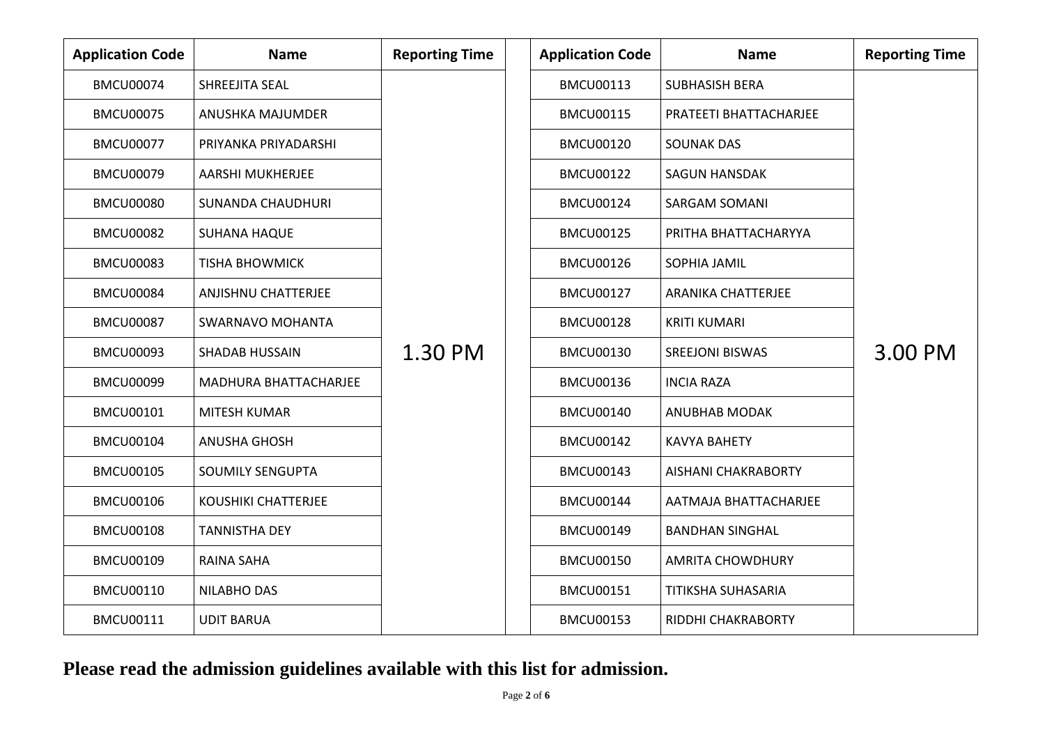| Application Code | Name | Reporting Time | | Application Code | Name | Reporting Time |
|---|---|---|---|---|---|---|
| BMCU00074 | SHREEJITA SEAL | 1.30 PM | | BMCU00113 | SUBHASISH BERA | 3.00 PM |
| BMCU00075 | ANUSHKA MAJUMDER | | | BMCU00115 | PRATEETI BHATTACHARJEE | |
| BMCU00077 | PRIYANKA PRIYADARSHI | | | BMCU00120 | SOUNAK DAS | |
| BMCU00079 | AARSHI MUKHERJEE | | | BMCU00122 | SAGUN HANSDAK | |
| BMCU00080 | SUNANDA CHAUDHURI | | | BMCU00124 | SARGAM SOMANI | |
| BMCU00082 | SUHANA HAQUE | | | BMCU00125 | PRITHA BHATTACHARYYA | |
| BMCU00083 | TISHA BHOWMICK | | | BMCU00126 | SOPHIA JAMIL | |
| BMCU00084 | ANJISHNU CHATTERJEE | | | BMCU00127 | ARANIKA CHATTERJEE | |
| BMCU00087 | SWARNAVO MOHANTA | | | BMCU00128 | KRITI KUMARI | |
| BMCU00093 | SHADAB HUSSAIN | | | BMCU00130 | SREEJONI BISWAS | |
| BMCU00099 | MADHURA BHATTACHARJEE | | | BMCU00136 | INCIA RAZA | |
| BMCU00101 | MITESH KUMAR | | | BMCU00140 | ANUBHAB MODAK | |
| BMCU00104 | ANUSHA GHOSH | | | BMCU00142 | KAVYA BAHETY | |
| BMCU00105 | SOUMILY SENGUPTA | | | BMCU00143 | AISHANI CHAKRABORTY | |
| BMCU00106 | KOUSHIKI CHATTERJEE | | | BMCU00144 | AATMAJA BHATTACHARJEE | |
| BMCU00108 | TANNISTHA DEY | | | BMCU00149 | BANDHAN SINGHAL | |
| BMCU00109 | RAINA SAHA | | | BMCU00150 | AMRITA CHOWDHURY | |
| BMCU00110 | NILABHO DAS | | | BMCU00151 | TITIKSHA SUHASARIA | |
| BMCU00111 | UDIT BARUA | | | BMCU00153 | RIDDHI CHAKRABORTY | |

**Please read the admission guidelines available with this list for admission.**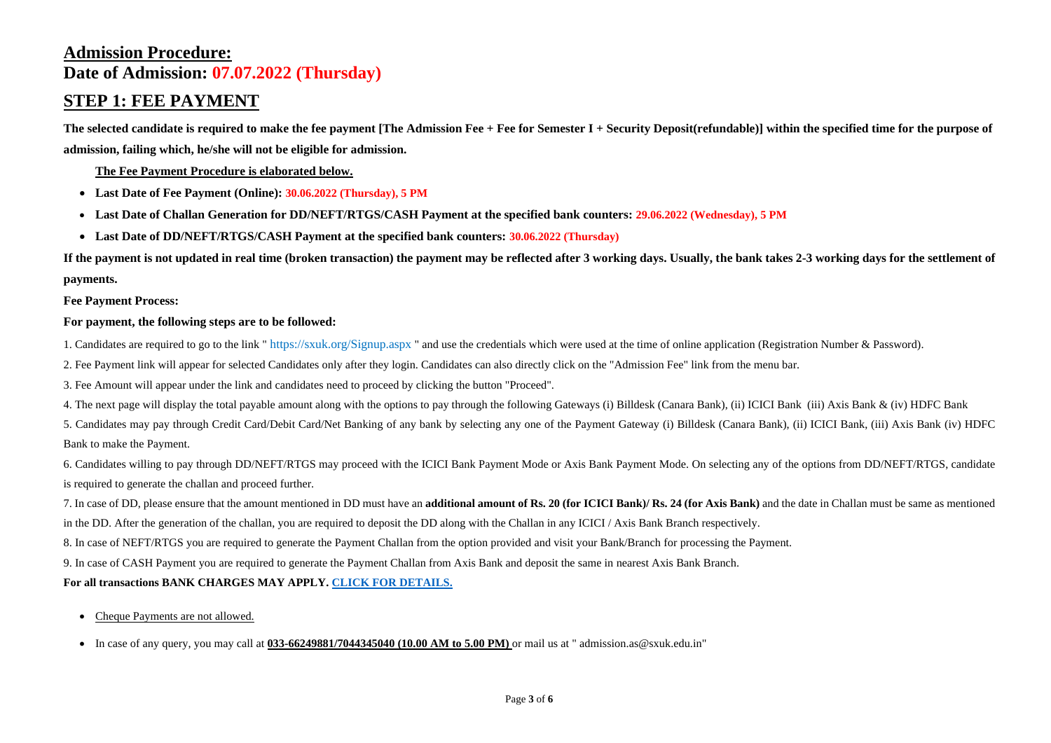## **Admission Procedure:**

## **Date of Admission: 07.07.2022 (Thursday)**

## **STEP 1: FEE PAYMENT**

**The selected candidate is required to make the fee payment [The Admission Fee + Fee for Semester I + Security Deposit(refundable)] within the specified time for the purpose of admission, failing which, he/she will not be eligible for admission.**

**The Fee Payment Procedure is elaborated below.**

- **Last Date of Fee Payment (Online): 30.06.2022 (Thursday), 5 PM**
- **Last Date of Challan Generation for DD/NEFT/RTGS/CASH Payment at the specified bank counters: 29.06.2022 (Wednesday), 5 PM**
- **Last Date of DD/NEFT/RTGS/CASH Payment at the specified bank counters: 30.06.2022 (Thursday)**

**If the payment is not updated in real time (broken transaction) the payment may be reflected after 3 working days. Usually, the bank takes 2-3 working days for the settlement of payments.**

**Fee Payment Process:**

**For payment, the following steps are to be followed:**

1. Candidates are required to go to the link " https://sxuk.org/Signup.aspx " and use the credentials which were used at the time of online application (Registration Number & Password).
2. Fee Payment link will appear for selected Candidates only after they login. Candidates can also directly click on the "Admission Fee" link from the menu bar.
3. Fee Amount will appear under the link and candidates need to proceed by clicking the button "Proceed".
4. The next page will display the total payable amount along with the options to pay through the following Gateways (i) Billdesk (Canara Bank), (ii) ICICI Bank (iii) Axis Bank & (iv) HDFC Bank
5. Candidates may pay through Credit Card/Debit Card/Net Banking of any bank by selecting any one of the Payment Gateway (i) Billdesk (Canara Bank), (ii) ICICI Bank, (iii) Axis Bank (iv) HDFC Bank to make the Payment.
6. Candidates willing to pay through DD/NEFT/RTGS may proceed with the ICICI Bank Payment Mode or Axis Bank Payment Mode. On selecting any of the options from DD/NEFT/RTGS, candidate is required to generate the challan and proceed further.
7. In case of DD, please ensure that the amount mentioned in DD must have an **additional amount of Rs. 20 (for ICICI Bank)/ Rs. 24 (for Axis Bank)** and the date in Challan must be same as mentioned in the DD. After the generation of the challan, you are required to deposit the DD along with the Challan in any ICICI / Axis Bank Branch respectively.
8. In case of NEFT/RTGS you are required to generate the Payment Challan from the option provided and visit your Bank/Branch for processing the Payment.
9. In case of CASH Payment you are required to generate the Payment Challan from Axis Bank and deposit the same in nearest Axis Bank Branch.

**For all transactions BANK CHARGES MAY APPLY. CLICK FOR DETAILS.**

- Cheque Payments are not allowed.
- In case of any query, you may call at **033-66249881/7044345040 (10.00 AM to 5.00 PM)** or mail us at " admission.as@sxuk.edu.in"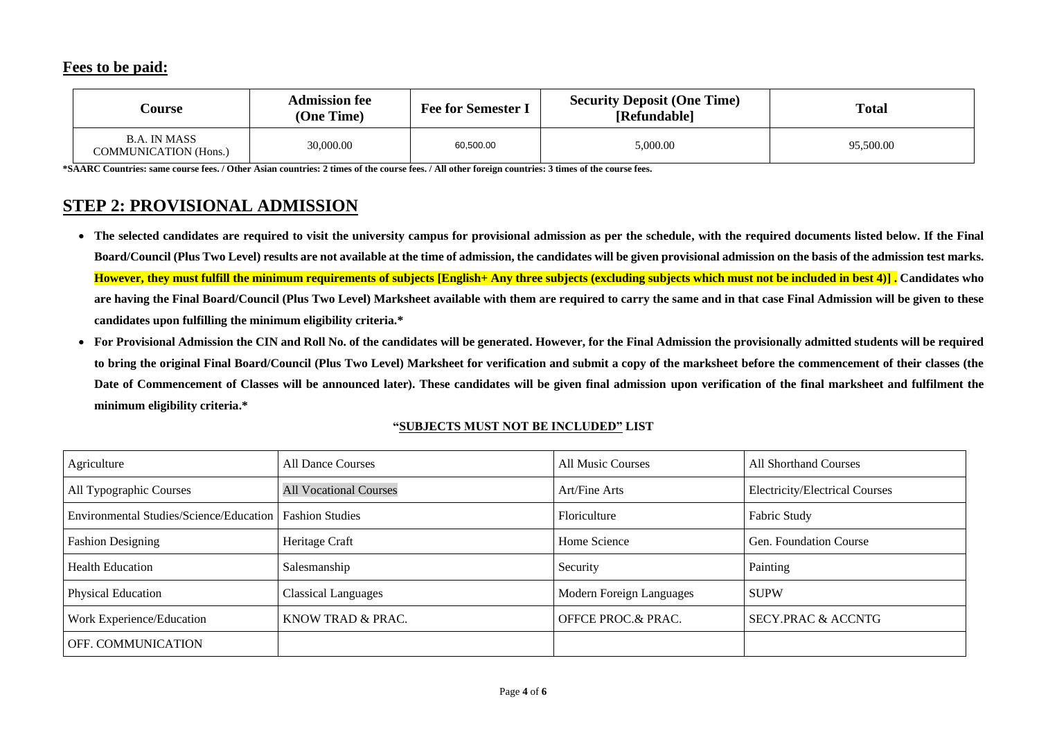## Fees to be paid:

| Course | Admission fee (One Time) | Fee for Semester I | Security Deposit (One Time) [Refundable] | Total |
|---|---|---|---|---|
| B.A. IN MASS COMMUNICATION (Hons.) | 30,000.00 | 60,500.00 | 5,000.00 | 95,500.00 |

**\*SAARC Countries: same course fees. / Other Asian countries: 2 times of the course fees. / All other foreign countries: 3 times of the course fees.**

## STEP 2: PROVISIONAL ADMISSION

- **The selected candidates are required to visit the university campus for provisional admission as per the schedule, with the required documents listed below. If the Final Board/Council (Plus Two Level) results are not available at the time of admission, the candidates will be given provisional admission on the basis of the admission test marks. However, they must fulfill the minimum requirements of subjects [English+ Any three subjects (excluding subjects which must not be included in best 4)] . Candidates who are having the Final Board/Council (Plus Two Level) Marksheet available with them are required to carry the same and in that case Final Admission will be given to these candidates upon fulfilling the minimum eligibility criteria.\***
- **For Provisional Admission the CIN and Roll No. of the candidates will be generated. However, for the Final Admission the provisionally admitted students will be required to bring the original Final Board/Council (Plus Two Level) Marksheet for verification and submit a copy of the marksheet before the commencement of their classes (the Date of Commencement of Classes will be announced later). These candidates will be given final admission upon verification of the final marksheet and fulfilment the minimum eligibility criteria.\***

**"SUBJECTS MUST NOT BE INCLUDED" LIST**

| | | | |
|---|---|---|---|
| Agriculture | All Dance Courses | All Music Courses | All Shorthand Courses |
| All Typographic Courses | All Vocational Courses | Art/Fine Arts | Electricity/Electrical Courses |
| Environmental Studies/Science/Education | Fashion Studies | Floriculture | Fabric Study |
| Fashion Designing | Heritage Craft | Home Science | Gen. Foundation Course |
| Health Education | Salesmanship | Security | Painting |
| Physical Education | Classical Languages | Modern Foreign Languages | SUPW |
| Work Experience/Education | KNOW TRAD & PRAC. | OFFCE PROC.& PRAC. | SECY.PRAC & ACCNTG |
| OFF. COMMUNICATION | | | |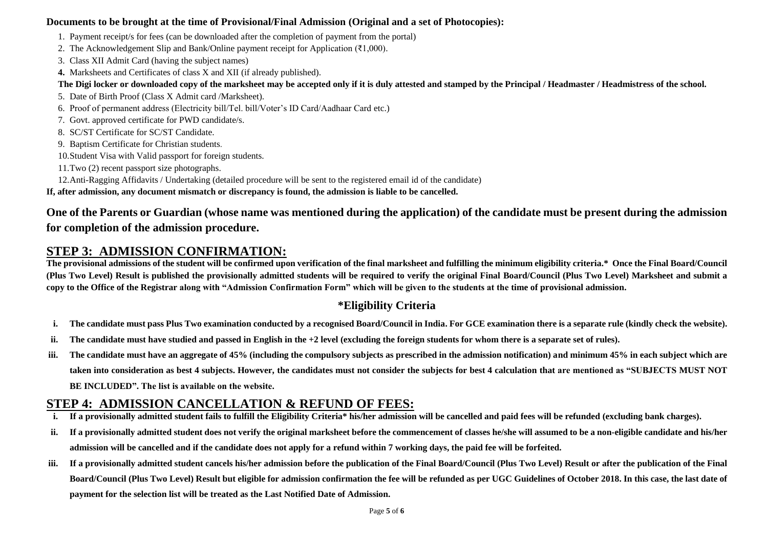**Documents to be brought at the time of Provisional/Final Admission (Original and a set of Photocopies):**

1. Payment receipt/s for fees (can be downloaded after the completion of payment from the portal)
2. The Acknowledgement Slip and Bank/Online payment receipt for Application (₹1,000).
3. Class XII Admit Card (having the subject names)
4. Marksheets and Certificates of class X and XII (if already published).

**The Digi locker or downloaded copy of the marksheet may be accepted only if it is duly attested and stamped by the Principal / Headmaster / Headmistress of the school.**

5. Date of Birth Proof (Class X Admit card /Marksheet).
6. Proof of permanent address (Electricity bill/Tel. bill/Voter's ID Card/Aadhaar Card etc.)
7. Govt. approved certificate for PWD candidate/s.
8. SC/ST Certificate for SC/ST Candidate.
9. Baptism Certificate for Christian students.
10. Student Visa with Valid passport for foreign students.
11. Two (2) recent passport size photographs.
12. Anti-Ragging Affidavits / Undertaking (detailed procedure will be sent to the registered email id of the candidate)

**If, after admission, any document mismatch or discrepancy is found, the admission is liable to be cancelled.**

**One of the Parents or Guardian (whose name was mentioned during the application) of the candidate must be present during the admission for completion of the admission procedure.**

## STEP 3: ADMISSION CONFIRMATION:

**The provisional admissions of the student will be confirmed upon verification of the final marksheet and fulfilling the minimum eligibility criteria.* Once the Final Board/Council (Plus Two Level) Result is published the provisionally admitted students will be required to verify the original Final Board/Council (Plus Two Level) Marksheet and submit a copy to the Office of the Registrar along with "Admission Confirmation Form" which will be given to the students at the time of provisional admission.**

### *Eligibility Criteria

i. **The candidate must pass Plus Two examination conducted by a recognised Board/Council in India. For GCE examination there is a separate rule (kindly check the website).**

ii. **The candidate must have studied and passed in English in the +2 level (excluding the foreign students for whom there is a separate set of rules).**

iii. **The candidate must have an aggregate of 45% (including the compulsory subjects as prescribed in the admission notification) and minimum 45% in each subject which are taken into consideration as best 4 subjects. However, the candidates must not consider the subjects for best 4 calculation that are mentioned as "SUBJECTS MUST NOT BE INCLUDED". The list is available on the website.**

## STEP 4: ADMISSION CANCELLATION & REFUND OF FEES:

i. **If a provisionally admitted student fails to fulfill the Eligibility Criteria* his/her admission will be cancelled and paid fees will be refunded (excluding bank charges).**

ii. **If a provisionally admitted student does not verify the original marksheet before the commencement of classes he/she will assumed to be a non-eligible candidate and his/her admission will be cancelled and if the candidate does not apply for a refund within 7 working days, the paid fee will be forfeited.**

iii. **If a provisionally admitted student cancels his/her admission before the publication of the Final Board/Council (Plus Two Level) Result or after the publication of the Final Board/Council (Plus Two Level) Result but eligible for admission confirmation the fee will be refunded as per UGC Guidelines of October 2018. In this case, the last date of payment for the selection list will be treated as the Last Notified Date of Admission.**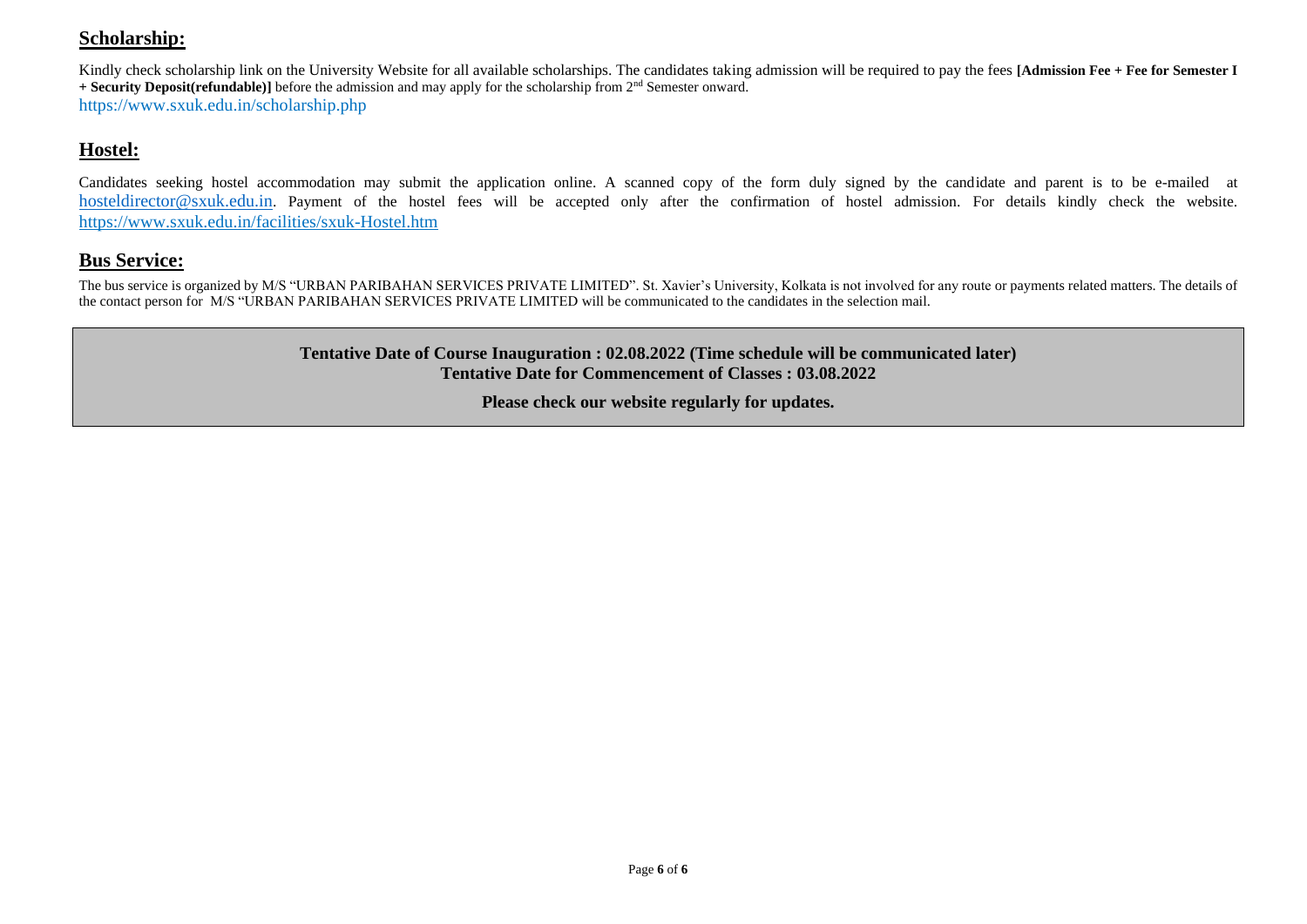## Scholarship:

Kindly check scholarship link on the University Website for all available scholarships. The candidates taking admission will be required to pay the fees **[Admission Fee + Fee for Semester I + Security Deposit(refundable)]** before the admission and may apply for the scholarship from 2nd Semester onward.
https://www.sxuk.edu.in/scholarship.php

## Hostel:

Candidates seeking hostel accommodation may submit the application online. A scanned copy of the form duly signed by the candidate and parent is to be e-mailed at hosteldirector@sxuk.edu.in. Payment of the hostel fees will be accepted only after the confirmation of hostel admission. For details kindly check the website. https://www.sxuk.edu.in/facilities/sxuk-Hostel.htm

## Bus Service:

The bus service is organized by M/S "URBAN PARIBAHAN SERVICES PRIVATE LIMITED". St. Xavier's University, Kolkata is not involved for any route or payments related matters. The details of the contact person for M/S "URBAN PARIBAHAN SERVICES PRIVATE LIMITED will be communicated to the candidates in the selection mail.

**Tentative Date of Course Inauguration : 02.08.2022 (Time schedule will be communicated later)**
**Tentative Date for Commencement of Classes : 03.08.2022**

**Please check our website regularly for updates.**